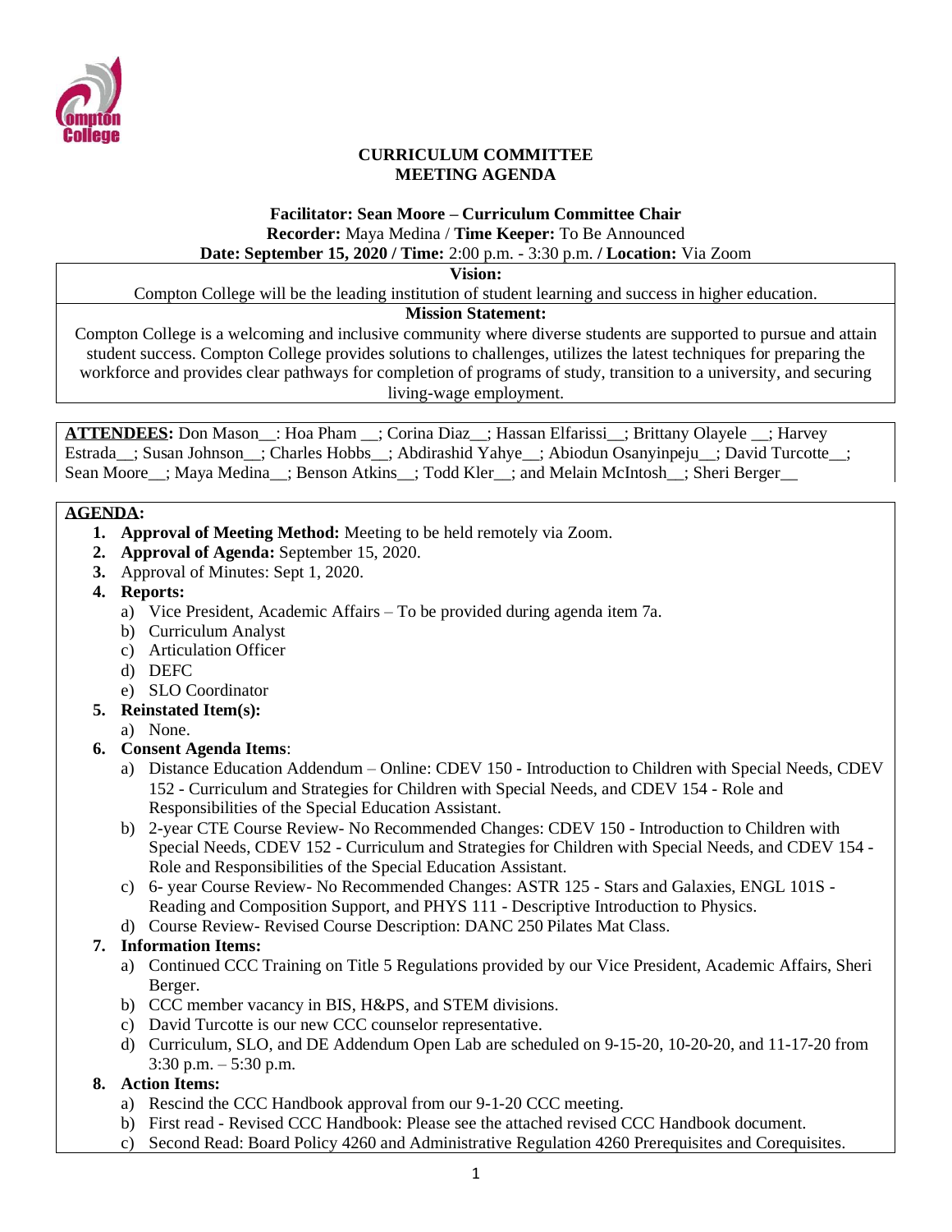# CURRICULUM COMMITTEE
# MEETING AGENDA

**Facilitator: Sean Moore – Curriculum Committee Chair**
**Recorder:** Maya Medina / **Time Keeper:** To Be Announced
**Date: September 15, 2020 / Time:** 2:00 p.m. - 3:30 p.m. **/ Location:** Via Zoom

**Vision:**

Compton College will be the leading institution of student learning and success in higher education.

**Mission Statement:**

Compton College is a welcoming and inclusive community where diverse students are supported to pursue and attain student success. Compton College provides solutions to challenges, utilizes the latest techniques for preparing the workforce and provides clear pathways for completion of programs of study, transition to a university, and securing living-wage employment.

**ATTENDEES:** Don Mason__: Hoa Pham __; Corina Diaz__; Hassan Elfarissi__; Brittany Olayele __; Harvey Estrada__; Susan Johnson__; Charles Hobbs__; Abdirashid Yahye__; Abiodun Osanyinpeju__; David Turcotte__; Sean Moore__; Maya Medina__; Benson Atkins__; Todd Kler__; and Melain McIntosh__; Sheri Berger__

**AGENDA:**

1. **Approval of Meeting Method:** Meeting to be held remotely via Zoom.
2. **Approval of Agenda:** September 15, 2020.
3. Approval of Minutes: Sept 1, 2020.
4. **Reports:**
   a) Vice President, Academic Affairs – To be provided during agenda item 7a.
   b) Curriculum Analyst
   c) Articulation Officer
   d) DEFC
   e) SLO Coordinator
5. **Reinstated Item(s):**
   a) None.
6. **Consent Agenda Items**:
   a) Distance Education Addendum – Online: CDEV 150 - Introduction to Children with Special Needs, CDEV 152 - Curriculum and Strategies for Children with Special Needs, and CDEV 154 - Role and Responsibilities of the Special Education Assistant.
   b) 2-year CTE Course Review- No Recommended Changes: CDEV 150 - Introduction to Children with Special Needs, CDEV 152 - Curriculum and Strategies for Children with Special Needs, and CDEV 154 - Role and Responsibilities of the Special Education Assistant.
   c) 6- year Course Review- No Recommended Changes: ASTR 125 - Stars and Galaxies, ENGL 101S - Reading and Composition Support, and PHYS 111 - Descriptive Introduction to Physics.
   d) Course Review- Revised Course Description: DANC 250 Pilates Mat Class.
7. **Information Items:**
   a) Continued CCC Training on Title 5 Regulations provided by our Vice President, Academic Affairs, Sheri Berger.
   b) CCC member vacancy in BIS, H&PS, and STEM divisions.
   c) David Turcotte is our new CCC counselor representative.
   d) Curriculum, SLO, and DE Addendum Open Lab are scheduled on 9-15-20, 10-20-20, and 11-17-20 from 3:30 p.m. – 5:30 p.m.
8. **Action Items:**
   a) Rescind the CCC Handbook approval from our 9-1-20 CCC meeting.
   b) First read - Revised CCC Handbook: Please see the attached revised CCC Handbook document.
   c) Second Read: Board Policy 4260 and Administrative Regulation 4260 Prerequisites and Corequisites.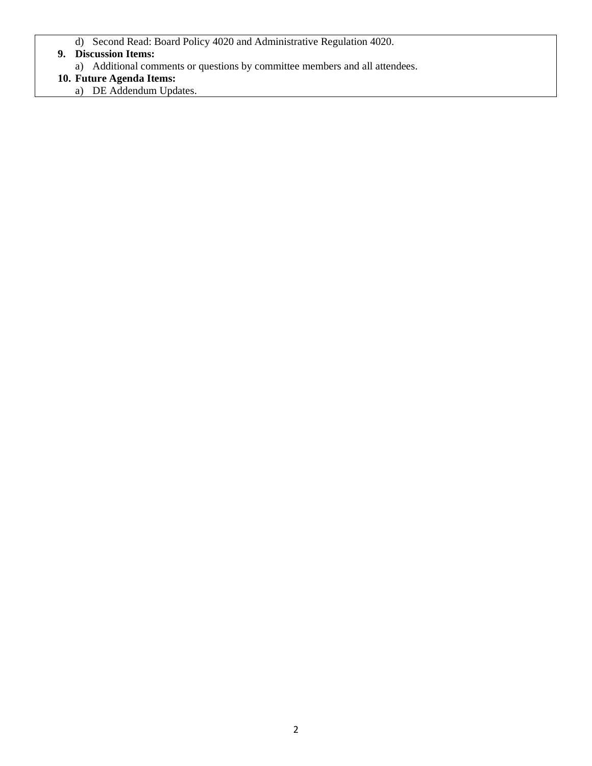d) Second Read: Board Policy 4020 and Administrative Regulation 4020.

**9. Discussion Items:**

a) Additional comments or questions by committee members and all attendees.

**10. Future Agenda Items:**

a) DE Addendum Updates.